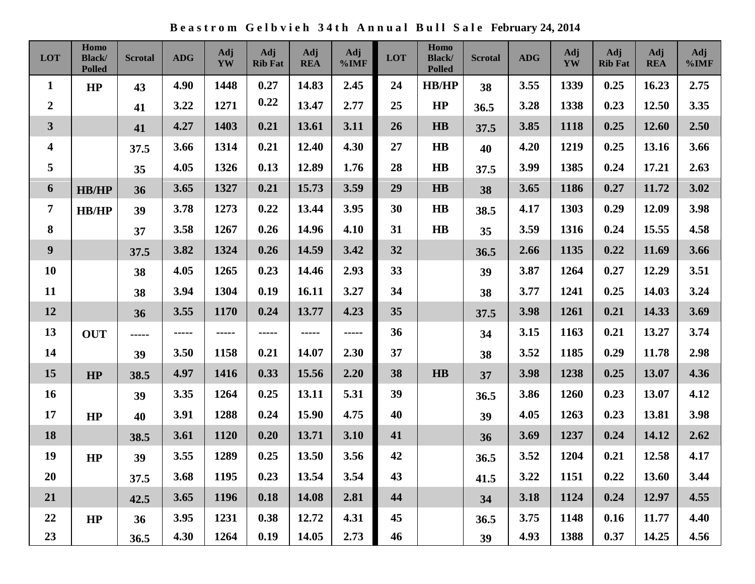**Beastrom Gelbvieh 34th Annual Bull Sale February 24, 2014**

| LOT | Homo Black/ Polled | Scrotal | ADG | Adj YW | Adj Rib Fat | Adj REA | Adj %IMF | LOT | Homo Black/ Polled | Scrotal | ADG | Adj YW | Adj Rib Fat | Adj REA | Adj %IMF |
|---|---|---|---|---|---|---|---|---|---|---|---|---|---|---|---|
| 1 | HP | 43 | 4.90 | 1448 | 0.27 | 14.83 | 2.45 | 24 | HB/HP | 38 | 3.55 | 1339 | 0.25 | 16.23 | 2.75 |
| 2 | | 41 | 3.22 | 1271 | 0.22 | 13.47 | 2.77 | 25 | HP | 36.5 | 3.28 | 1338 | 0.23 | 12.50 | 3.35 |
| 3 | | 41 | 4.27 | 1403 | 0.21 | 13.61 | 3.11 | 26 | HB | 37.5 | 3.85 | 1118 | 0.25 | 12.60 | 2.50 |
| 4 | | 37.5 | 3.66 | 1314 | 0.21 | 12.40 | 4.30 | 27 | HB | 40 | 4.20 | 1219 | 0.25 | 13.16 | 3.66 |
| 5 | | 35 | 4.05 | 1326 | 0.13 | 12.89 | 1.76 | 28 | HB | 37.5 | 3.99 | 1385 | 0.24 | 17.21 | 2.63 |
| 6 | HB/HP | 36 | 3.65 | 1327 | 0.21 | 15.73 | 3.59 | 29 | HB | 38 | 3.65 | 1186 | 0.27 | 11.72 | 3.02 |
| 7 | HB/HP | 39 | 3.78 | 1273 | 0.22 | 13.44 | 3.95 | 30 | HB | 38.5 | 4.17 | 1303 | 0.29 | 12.09 | 3.98 |
| 8 | | 37 | 3.58 | 1267 | 0.26 | 14.96 | 4.10 | 31 | HB | 35 | 3.59 | 1316 | 0.24 | 15.55 | 4.58 |
| 9 | | 37.5 | 3.82 | 1324 | 0.26 | 14.59 | 3.42 | 32 | | 36.5 | 2.66 | 1135 | 0.22 | 11.69 | 3.66 |
| 10 | | 38 | 4.05 | 1265 | 0.23 | 14.46 | 2.93 | 33 | | 39 | 3.87 | 1264 | 0.27 | 12.29 | 3.51 |
| 11 | | 38 | 3.94 | 1304 | 0.19 | 16.11 | 3.27 | 34 | | 38 | 3.77 | 1241 | 0.25 | 14.03 | 3.24 |
| 12 | | 36 | 3.55 | 1170 | 0.24 | 13.77 | 4.23 | 35 | | 37.5 | 3.98 | 1261 | 0.21 | 14.33 | 3.69 |
| 13 | OUT | ----- | ----- | ----- | ----- | ----- | ----- | 36 | | 34 | 3.15 | 1163 | 0.21 | 13.27 | 3.74 |
| 14 | | 39 | 3.50 | 1158 | 0.21 | 14.07 | 2.30 | 37 | | 38 | 3.52 | 1185 | 0.29 | 11.78 | 2.98 |
| 15 | HP | 38.5 | 4.97 | 1416 | 0.33 | 15.56 | 2.20 | 38 | HB | 37 | 3.98 | 1238 | 0.25 | 13.07 | 4.36 |
| 16 | | 39 | 3.35 | 1264 | 0.25 | 13.11 | 5.31 | 39 | | 36.5 | 3.86 | 1260 | 0.23 | 13.07 | 4.12 |
| 17 | HP | 40 | 3.91 | 1288 | 0.24 | 15.90 | 4.75 | 40 | | 39 | 4.05 | 1263 | 0.23 | 13.81 | 3.98 |
| 18 | | 38.5 | 3.61 | 1120 | 0.20 | 13.71 | 3.10 | 41 | | 36 | 3.69 | 1237 | 0.24 | 14.12 | 2.62 |
| 19 | HP | 39 | 3.55 | 1289 | 0.25 | 13.50 | 3.56 | 42 | | 36.5 | 3.52 | 1204 | 0.21 | 12.58 | 4.17 |
| 20 | | 37.5 | 3.68 | 1195 | 0.23 | 13.54 | 3.54 | 43 | | 41.5 | 3.22 | 1151 | 0.22 | 13.60 | 3.44 |
| 21 | | 42.5 | 3.65 | 1196 | 0.18 | 14.08 | 2.81 | 44 | | 34 | 3.18 | 1124 | 0.24 | 12.97 | 4.55 |
| 22 | HP | 36 | 3.95 | 1231 | 0.38 | 12.72 | 4.31 | 45 | | 36.5 | 3.75 | 1148 | 0.16 | 11.77 | 4.40 |
| 23 | | 36.5 | 4.30 | 1264 | 0.19 | 14.05 | 2.73 | 46 | | 39 | 4.93 | 1388 | 0.37 | 14.25 | 4.56 |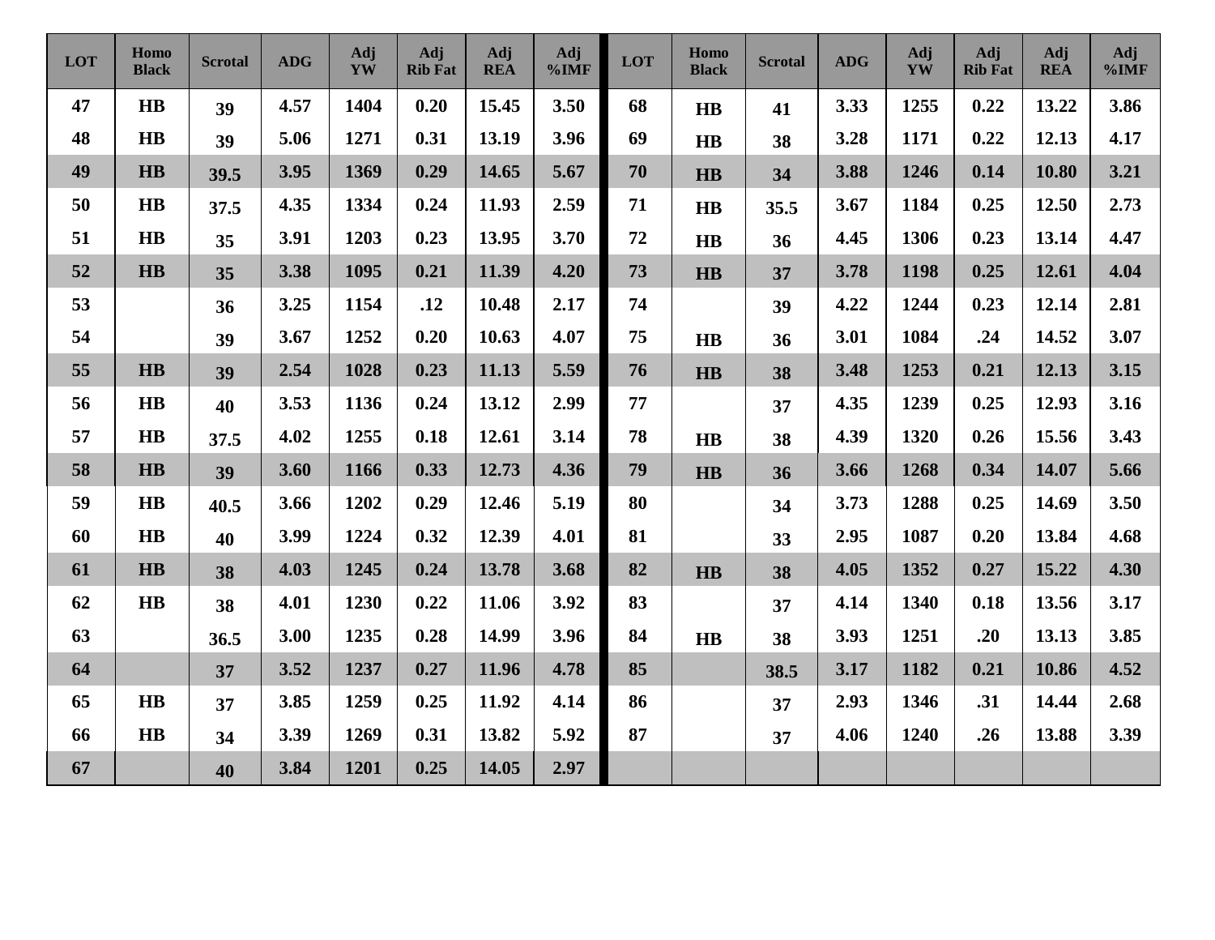| LOT | Homo Black | Scrotal | ADG | Adj YW | Adj Rib Fat | Adj REA | Adj %IMF | LOT | Homo Black | Scrotal | ADG | Adj YW | Adj Rib Fat | Adj REA | Adj %IMF |
|---|---|---|---|---|---|---|---|---|---|---|---|---|---|---|---|
| 47 | HB | 39 | 4.57 | 1404 | 0.20 | 15.45 | 3.50 | 68 | HB | 41 | 3.33 | 1255 | 0.22 | 13.22 | 3.86 |
| 48 | HB | 39 | 5.06 | 1271 | 0.31 | 13.19 | 3.96 | 69 | HB | 38 | 3.28 | 1171 | 0.22 | 12.13 | 4.17 |
| 49 | HB | 39.5 | 3.95 | 1369 | 0.29 | 14.65 | 5.67 | 70 | HB | 34 | 3.88 | 1246 | 0.14 | 10.80 | 3.21 |
| 50 | HB | 37.5 | 4.35 | 1334 | 0.24 | 11.93 | 2.59 | 71 | HB | 35.5 | 3.67 | 1184 | 0.25 | 12.50 | 2.73 |
| 51 | HB | 35 | 3.91 | 1203 | 0.23 | 13.95 | 3.70 | 72 | HB | 36 | 4.45 | 1306 | 0.23 | 13.14 | 4.47 |
| 52 | HB | 35 | 3.38 | 1095 | 0.21 | 11.39 | 4.20 | 73 | HB | 37 | 3.78 | 1198 | 0.25 | 12.61 | 4.04 |
| 53 | | 36 | 3.25 | 1154 | .12 | 10.48 | 2.17 | 74 | | 39 | 4.22 | 1244 | 0.23 | 12.14 | 2.81 |
| 54 | | 39 | 3.67 | 1252 | 0.20 | 10.63 | 4.07 | 75 | HB | 36 | 3.01 | 1084 | .24 | 14.52 | 3.07 |
| 55 | HB | 39 | 2.54 | 1028 | 0.23 | 11.13 | 5.59 | 76 | HB | 38 | 3.48 | 1253 | 0.21 | 12.13 | 3.15 |
| 56 | HB | 40 | 3.53 | 1136 | 0.24 | 13.12 | 2.99 | 77 | | 37 | 4.35 | 1239 | 0.25 | 12.93 | 3.16 |
| 57 | HB | 37.5 | 4.02 | 1255 | 0.18 | 12.61 | 3.14 | 78 | HB | 38 | 4.39 | 1320 | 0.26 | 15.56 | 3.43 |
| 58 | HB | 39 | 3.60 | 1166 | 0.33 | 12.73 | 4.36 | 79 | HB | 36 | 3.66 | 1268 | 0.34 | 14.07 | 5.66 |
| 59 | HB | 40.5 | 3.66 | 1202 | 0.29 | 12.46 | 5.19 | 80 | | 34 | 3.73 | 1288 | 0.25 | 14.69 | 3.50 |
| 60 | HB | 40 | 3.99 | 1224 | 0.32 | 12.39 | 4.01 | 81 | | 33 | 2.95 | 1087 | 0.20 | 13.84 | 4.68 |
| 61 | HB | 38 | 4.03 | 1245 | 0.24 | 13.78 | 3.68 | 82 | HB | 38 | 4.05 | 1352 | 0.27 | 15.22 | 4.30 |
| 62 | HB | 38 | 4.01 | 1230 | 0.22 | 11.06 | 3.92 | 83 | | 37 | 4.14 | 1340 | 0.18 | 13.56 | 3.17 |
| 63 | | 36.5 | 3.00 | 1235 | 0.28 | 14.99 | 3.96 | 84 | HB | 38 | 3.93 | 1251 | .20 | 13.13 | 3.85 |
| 64 | | 37 | 3.52 | 1237 | 0.27 | 11.96 | 4.78 | 85 | | 38.5 | 3.17 | 1182 | 0.21 | 10.86 | 4.52 |
| 65 | HB | 37 | 3.85 | 1259 | 0.25 | 11.92 | 4.14 | 86 | | 37 | 2.93 | 1346 | .31 | 14.44 | 2.68 |
| 66 | HB | 34 | 3.39 | 1269 | 0.31 | 13.82 | 5.92 | 87 | | 37 | 4.06 | 1240 | .26 | 13.88 | 3.39 |
| 67 | | 40 | 3.84 | 1201 | 0.25 | 14.05 | 2.97 | | | | | | | | |